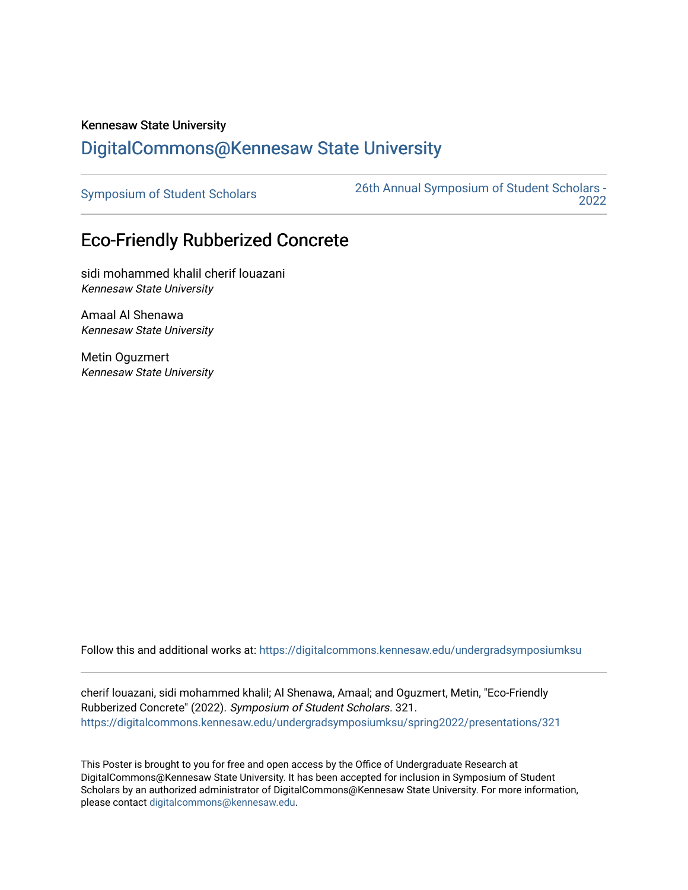Kennesaw State University

[DigitalCommons@Kennesaw State University](https://digitalcommons.kennesaw.edu/)

[Symposium of Student Scholars](https://digitalcommons.kennesaw.edu/undergradsymposiumksu) | [26th Annual Symposium of Student Scholars - 2022](https://digitalcommons.kennesaw.edu/undergradsymposiumksu/spring2022)

# Eco-Friendly Rubberized Concrete

sidi mohammed khalil cherif louazani
*Kennesaw State University*

Amaal Al Shenawa
*Kennesaw State University*

Metin Oguzmert
*Kennesaw State University*

Follow this and additional works at: https://digitalcommons.kennesaw.edu/undergradsymposiumksu

cherif louazani, sidi mohammed khalil; Al Shenawa, Amaal; and Oguzmert, Metin, "Eco-Friendly Rubberized Concrete" (2022). *Symposium of Student Scholars*. 321.
https://digitalcommons.kennesaw.edu/undergradsymposiumksu/spring2022/presentations/321

This Poster is brought to you for free and open access by the Office of Undergraduate Research at DigitalCommons@Kennesaw State University. It has been accepted for inclusion in Symposium of Student Scholars by an authorized administrator of DigitalCommons@Kennesaw State University. For more information, please contact digitalcommons@kennesaw.edu.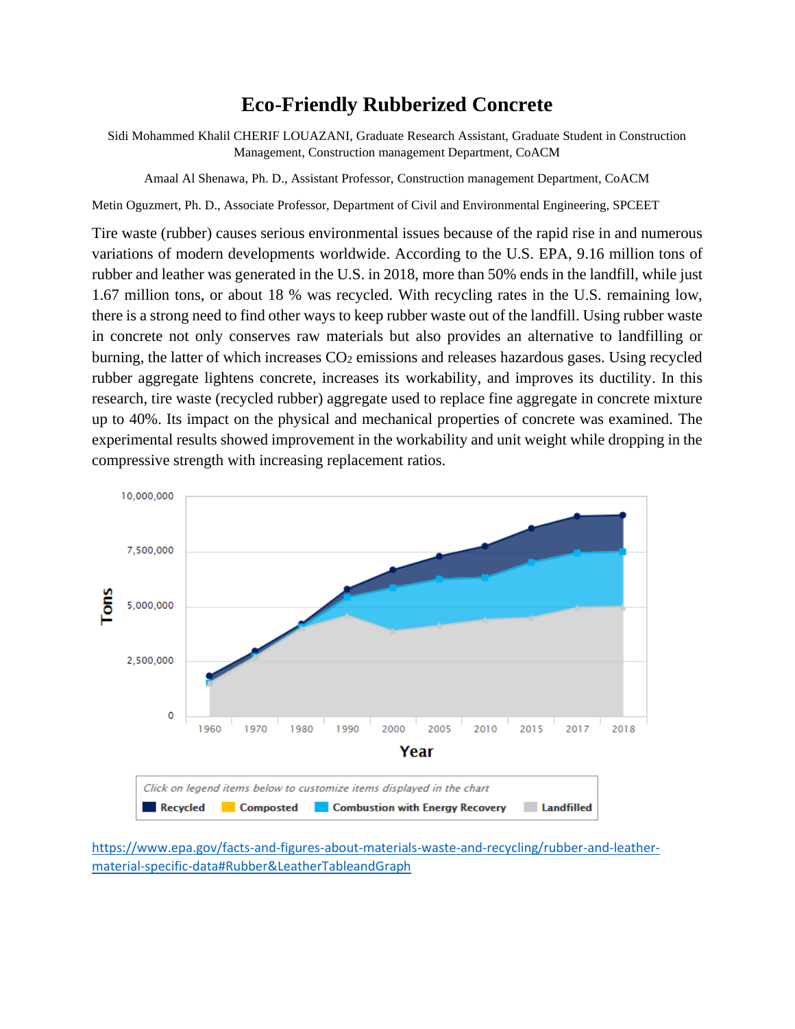# Eco-Friendly Rubberized Concrete

Sidi Mohammed Khalil CHERIF LOUAZANI, Graduate Research Assistant, Graduate Student in Construction Management, Construction management Department, CoACM

Amaal Al Shenawa, Ph. D., Assistant Professor, Construction management Department, CoACM

Metin Oguzmert, Ph. D., Associate Professor, Department of Civil and Environmental Engineering, SPCEET

Tire waste (rubber) causes serious environmental issues because of the rapid rise in and numerous variations of modern developments worldwide. According to the U.S. EPA, 9.16 million tons of rubber and leather was generated in the U.S. in 2018, more than 50% ends in the landfill, while just 1.67 million tons, or about 18 % was recycled. With recycling rates in the U.S. remaining low, there is a strong need to find other ways to keep rubber waste out of the landfill. Using rubber waste in concrete not only conserves raw materials but also provides an alternative to landfilling or burning, the latter of which increases $CO_2$ emissions and releases hazardous gases. Using recycled rubber aggregate lightens concrete, increases its workability, and improves its ductility. In this research, tire waste (recycled rubber) aggregate used to replace fine aggregate in concrete mixture up to 40%. Its impact on the physical and mechanical properties of concrete was examined. The experimental results showed improvement in the workability and unit weight while dropping in the compressive strength with increasing replacement ratios.

Tons

10,000,000
7,500,000
5,000,000
2,500,000
0

1960 1970 1980 1990 2000 2005 2010 2015 2017 2018

Year

*Click on legend items below to customize items displayed in the chart*

Recycled Composted Combustion with Energy Recovery Landfilled

https://www.epa.gov/facts-and-figures-about-materials-waste-and-recycling/rubber-and-leather-material-specific-data#Rubber&LeatherTableandGraph